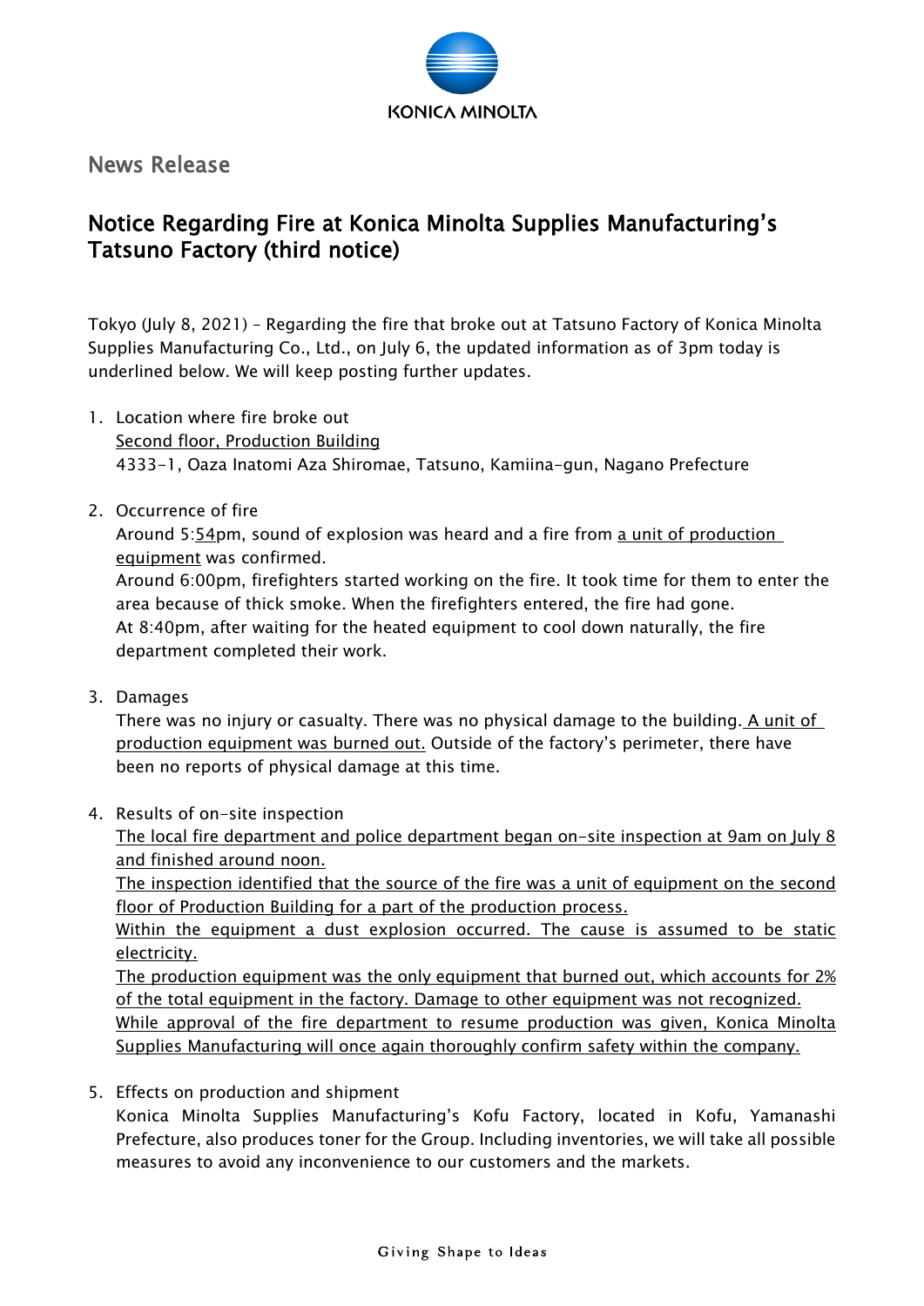KONICA MINOLTA

News Release

# Notice Regarding Fire at Konica Minolta Supplies Manufacturing's Tatsuno Factory (third notice)

Tokyo (July 8, 2021) – Regarding the fire that broke out at Tatsuno Factory of Konica Minolta Supplies Manufacturing Co., Ltd., on July 6, the updated information as of 3pm today is underlined below. We will keep posting further updates.

1. Location where fire broke out
   <u>Second floor, Production Building</u>
   4333-1, Oaza Inatomi Aza Shiromae, Tatsuno, Kamiina-gun, Nagano Prefecture

2. Occurrence of fire
   Around 5:<u>54</u>pm, sound of explosion was heard and a fire from <u>a unit of production equipment</u> was confirmed.
   Around 6:00pm, firefighters started working on the fire. It took time for them to enter the area because of thick smoke. When the firefighters entered, the fire had gone.
   At 8:40pm, after waiting for the heated equipment to cool down naturally, the fire department completed their work.

3. Damages
   There was no injury or casualty. There was no physical damage to the building. <u>A unit of production equipment was burned out.</u> Outside of the factory's perimeter, there have been no reports of physical damage at this time.

4. Results of on-site inspection
   <u>The local fire department and police department began on-site inspection at 9am on July 8 and finished around noon.</u>
   <u>The inspection identified that the source of the fire was a unit of equipment on the second floor of Production Building for a part of the production process.</u>
   <u>Within the equipment a dust explosion occurred. The cause is assumed to be static electricity.</u>
   <u>The production equipment was the only equipment that burned out, which accounts for 2% of the total equipment in the factory. Damage to other equipment was not recognized.</u>
   <u>While approval of the fire department to resume production was given, Konica Minolta Supplies Manufacturing will once again thoroughly confirm safety within the company.</u>

5. Effects on production and shipment
   Konica Minolta Supplies Manufacturing's Kofu Factory, located in Kofu, Yamanashi Prefecture, also produces toner for the Group. Including inventories, we will take all possible measures to avoid any inconvenience to our customers and the markets.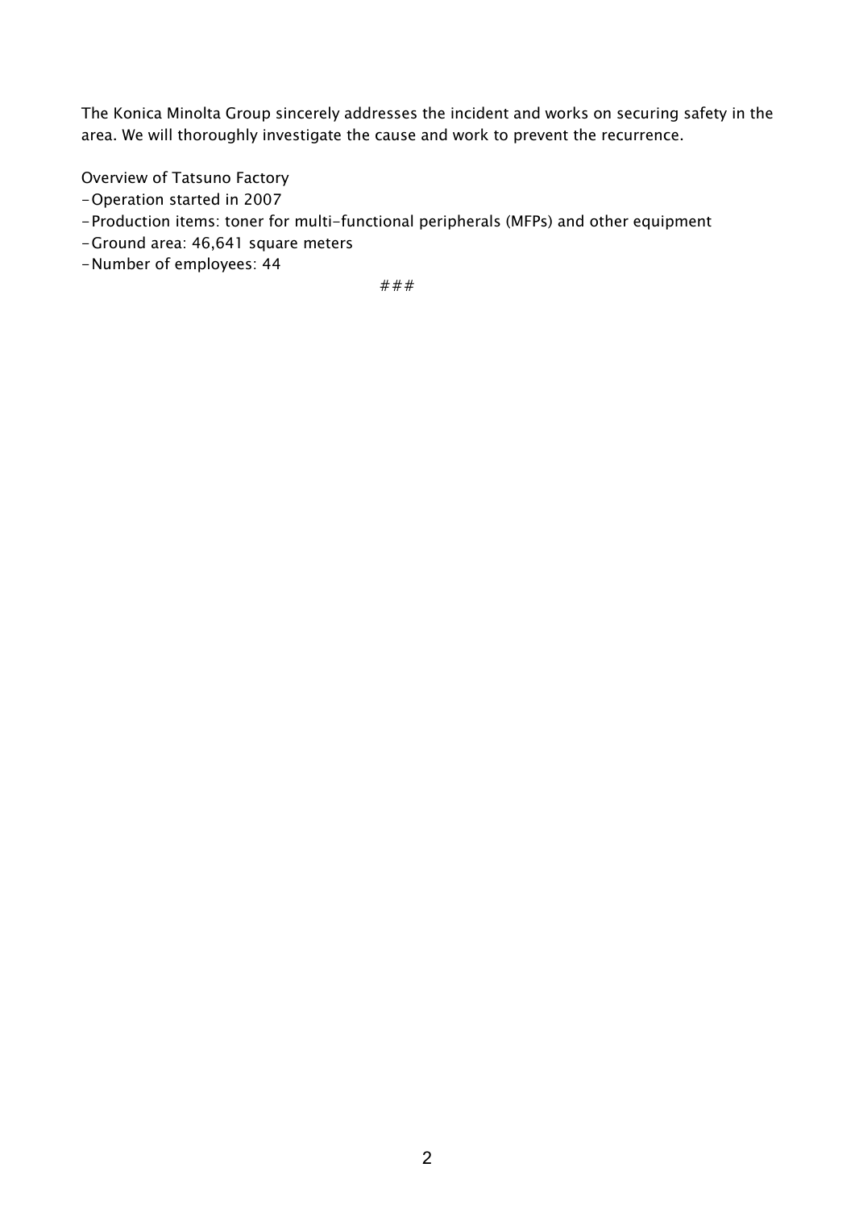The Konica Minolta Group sincerely addresses the incident and works on securing safety in the area. We will thoroughly investigate the cause and work to prevent the recurrence.

Overview of Tatsuno Factory

- Operation started in 2007
- Production items: toner for multi-functional peripherals (MFPs) and other equipment
- Ground area: 46,641 square meters
- Number of employees: 44

###